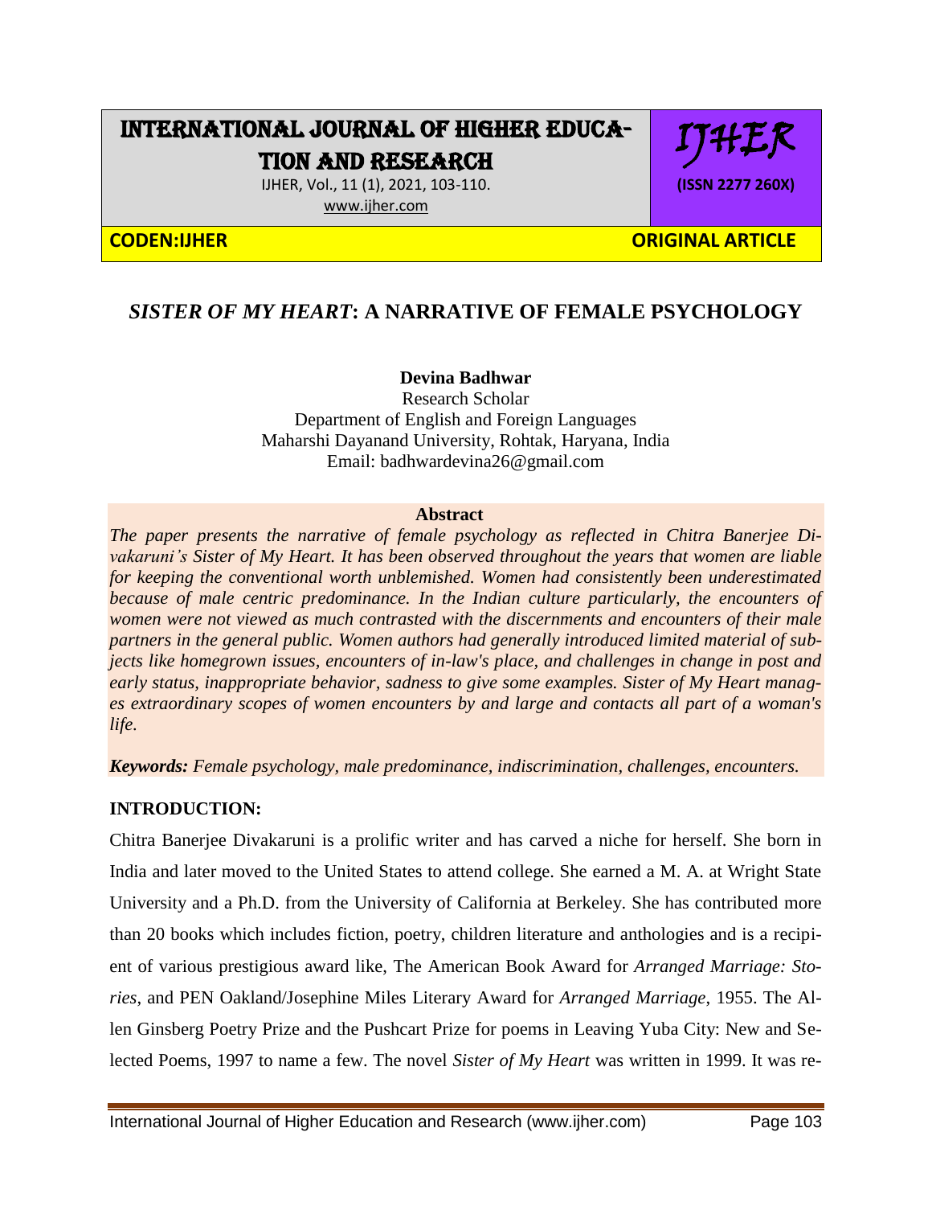# *SISTER OF MY HEART*: A NARRATIVE OF FEMALE PSYCHOLOGY

**Devina Badhwar**

Research Scholar

Department of English and Foreign Languages

Maharshi Dayanand University, Rohtak, Haryana, India

Email: badhwardevina26@gmail.com

## Abstract

*The paper presents the narrative of female psychology as reflected in Chitra Banerjee Divakaruni's Sister of My Heart. It has been observed throughout the years that women are liable for keeping the conventional worth unblemished. Women had consistently been underestimated because of male centric predominance. In the Indian culture particularly, the encounters of women were not viewed as much contrasted with the discernments and encounters of their male partners in the general public. Women authors had generally introduced limited material of subjects like homegrown issues, encounters of in-law's place, and challenges in change in post and early status, inappropriate behavior, sadness to give some examples. Sister of My Heart manages extraordinary scopes of women encounters by and large and contacts all part of a woman's life.*

***Keywords:*** *Female psychology, male predominance, indiscrimination, challenges, encounters.*

## INTRODUCTION:

Chitra Banerjee Divakaruni is a prolific writer and has carved a niche for herself. She born in India and later moved to the United States to attend college. She earned a M. A. at Wright State University and a Ph.D. from the University of California at Berkeley. She has contributed more than 20 books which includes fiction, poetry, children literature and anthologies and is a recipient of various prestigious award like, The American Book Award for *Arranged Marriage: Stories*, and PEN Oakland/Josephine Miles Literary Award for *Arranged Marriage*, 1955. The Allen Ginsberg Poetry Prize and the Pushcart Prize for poems in Leaving Yuba City: New and Selected Poems, 1997 to name a few. The novel *Sister of My Heart* was written in 1999. It was re-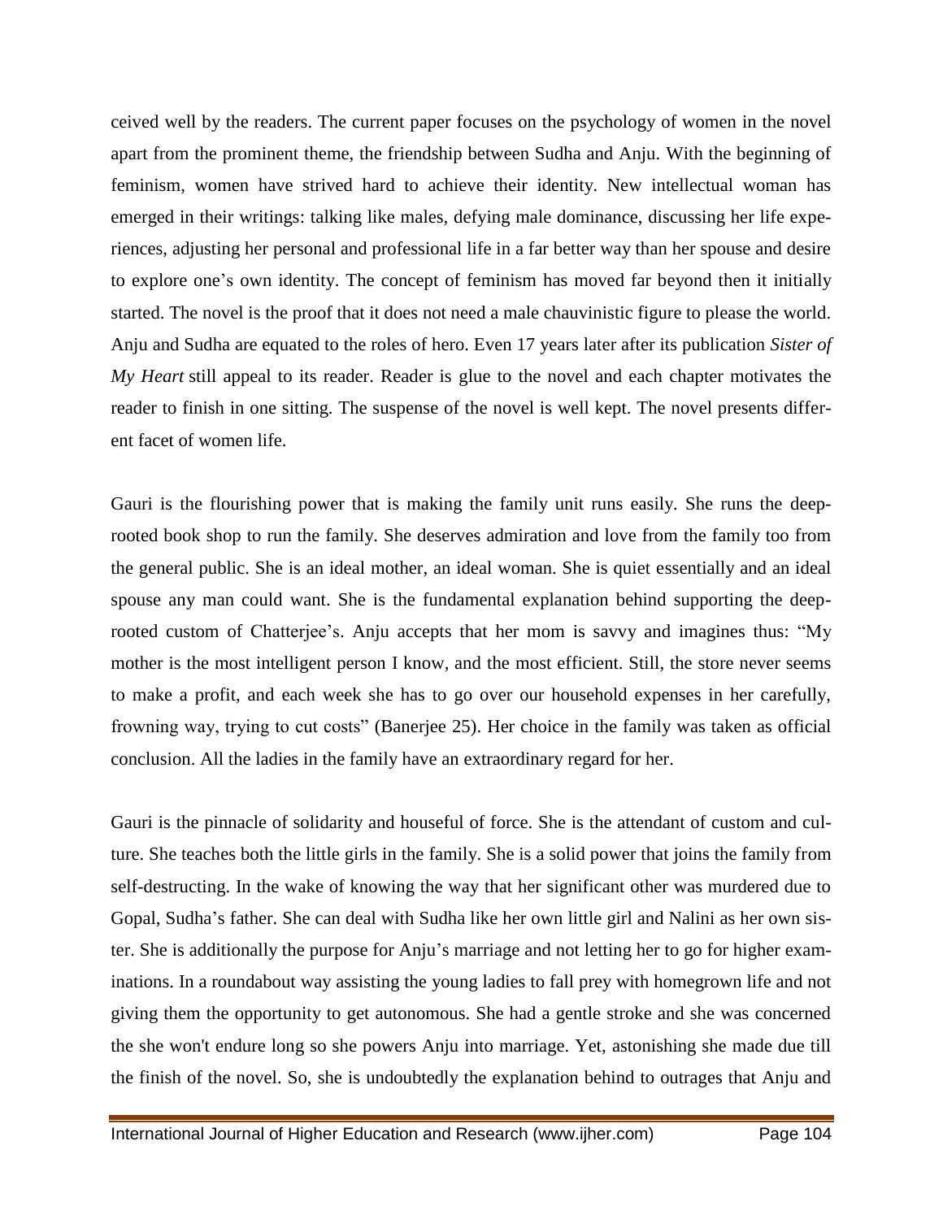ceived well by the readers. The current paper focuses on the psychology of women in the novel apart from the prominent theme, the friendship between Sudha and Anju. With the beginning of feminism, women have strived hard to achieve their identity. New intellectual woman has emerged in their writings: talking like males, defying male dominance, discussing her life experiences, adjusting her personal and professional life in a far better way than her spouse and desire to explore one's own identity. The concept of feminism has moved far beyond then it initially started. The novel is the proof that it does not need a male chauvinistic figure to please the world. Anju and Sudha are equated to the roles of hero. Even 17 years later after its publication *Sister of My Heart* still appeal to its reader. Reader is glue to the novel and each chapter motivates the reader to finish in one sitting. The suspense of the novel is well kept. The novel presents different facet of women life.

Gauri is the flourishing power that is making the family unit runs easily. She runs the deep-rooted book shop to run the family. She deserves admiration and love from the family too from the general public. She is an ideal mother, an ideal woman. She is quiet essentially and an ideal spouse any man could want. She is the fundamental explanation behind supporting the deep-rooted custom of Chatterjee's. Anju accepts that her mom is savvy and imagines thus: "My mother is the most intelligent person I know, and the most efficient. Still, the store never seems to make a profit, and each week she has to go over our household expenses in her carefully, frowning way, trying to cut costs" (Banerjee 25). Her choice in the family was taken as official conclusion. All the ladies in the family have an extraordinary regard for her.

Gauri is the pinnacle of solidarity and houseful of force. She is the attendant of custom and culture. She teaches both the little girls in the family. She is a solid power that joins the family from self-destructing. In the wake of knowing the way that her significant other was murdered due to Gopal, Sudha's father. She can deal with Sudha like her own little girl and Nalini as her own sister. She is additionally the purpose for Anju's marriage and not letting her to go for higher examinations. In a roundabout way assisting the young ladies to fall prey with homegrown life and not giving them the opportunity to get autonomous. She had a gentle stroke and she was concerned the she won't endure long so she powers Anju into marriage. Yet, astonishing she made due till the finish of the novel. So, she is undoubtedly the explanation behind to outrages that Anju and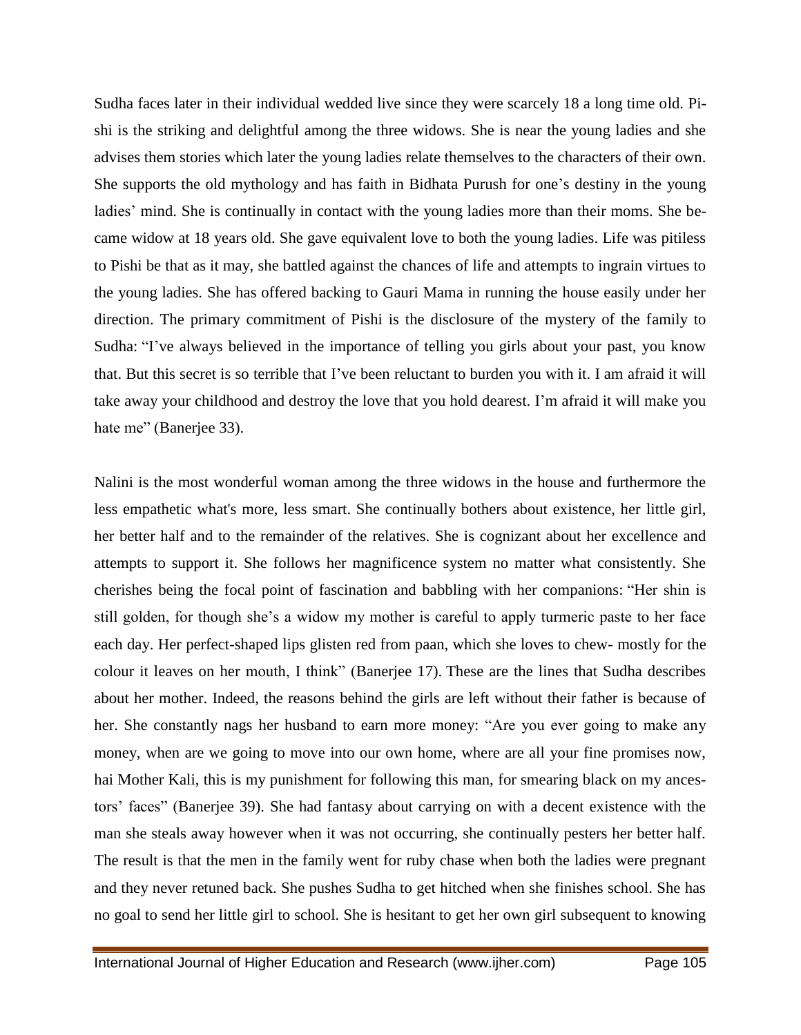Sudha faces later in their individual wedded live since they were scarcely 18 a long time old. Pishi is the striking and delightful among the three widows. She is near the young ladies and she advises them stories which later the young ladies relate themselves to the characters of their own. She supports the old mythology and has faith in Bidhata Purush for one's destiny in the young ladies' mind. She is continually in contact with the young ladies more than their moms. She became widow at 18 years old. She gave equivalent love to both the young ladies. Life was pitiless to Pishi be that as it may, she battled against the chances of life and attempts to ingrain virtues to the young ladies. She has offered backing to Gauri Mama in running the house easily under her direction. The primary commitment of Pishi is the disclosure of the mystery of the family to Sudha: "I've always believed in the importance of telling you girls about your past, you know that. But this secret is so terrible that I've been reluctant to burden you with it. I am afraid it will take away your childhood and destroy the love that you hold dearest. I'm afraid it will make you hate me" (Banerjee 33).

Nalini is the most wonderful woman among the three widows in the house and furthermore the less empathetic what's more, less smart. She continually bothers about existence, her little girl, her better half and to the remainder of the relatives. She is cognizant about her excellence and attempts to support it. She follows her magnificence system no matter what consistently. She cherishes being the focal point of fascination and babbling with her companions: "Her shin is still golden, for though she's a widow my mother is careful to apply turmeric paste to her face each day. Her perfect-shaped lips glisten red from paan, which she loves to chew- mostly for the colour it leaves on her mouth, I think" (Banerjee 17). These are the lines that Sudha describes about her mother. Indeed, the reasons behind the girls are left without their father is because of her. She constantly nags her husband to earn more money: "Are you ever going to make any money, when are we going to move into our own home, where are all your fine promises now, hai Mother Kali, this is my punishment for following this man, for smearing black on my ancestors' faces" (Banerjee 39). She had fantasy about carrying on with a decent existence with the man she steals away however when it was not occurring, she continually pesters her better half. The result is that the men in the family went for ruby chase when both the ladies were pregnant and they never retuned back. She pushes Sudha to get hitched when she finishes school. She has no goal to send her little girl to school. She is hesitant to get her own girl subsequent to knowing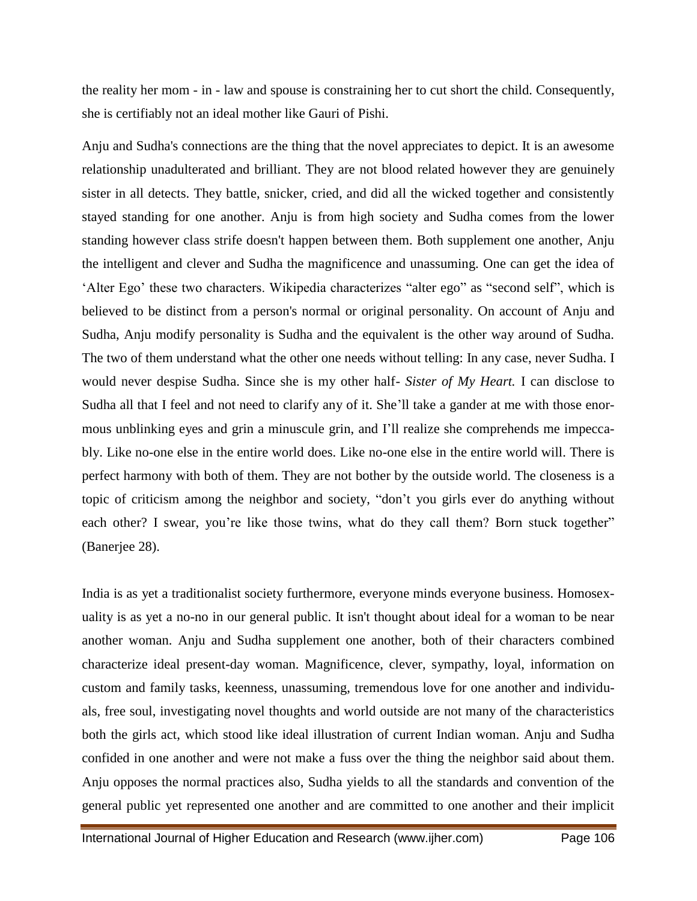the reality her mom - in - law and spouse is constraining her to cut short the child. Consequently, she is certifiably not an ideal mother like Gauri of Pishi.

Anju and Sudha's connections are the thing that the novel appreciates to depict. It is an awesome relationship unadulterated and brilliant. They are not blood related however they are genuinely sister in all detects. They battle, snicker, cried, and did all the wicked together and consistently stayed standing for one another. Anju is from high society and Sudha comes from the lower standing however class strife doesn't happen between them. Both supplement one another, Anju the intelligent and clever and Sudha the magnificence and unassuming. One can get the idea of 'Alter Ego' these two characters. Wikipedia characterizes "alter ego" as "second self", which is believed to be distinct from a person's normal or original personality. On account of Anju and Sudha, Anju modify personality is Sudha and the equivalent is the other way around of Sudha. The two of them understand what the other one needs without telling: In any case, never Sudha. I would never despise Sudha. Since she is my other half- *Sister of My Heart.* I can disclose to Sudha all that I feel and not need to clarify any of it. She'll take a gander at me with those enormous unblinking eyes and grin a minuscule grin, and I'll realize she comprehends me impeccably. Like no-one else in the entire world does. Like no-one else in the entire world will. There is perfect harmony with both of them. They are not bother by the outside world. The closeness is a topic of criticism among the neighbor and society, "don't you girls ever do anything without each other? I swear, you're like those twins, what do they call them? Born stuck together" (Banerjee 28).

India is as yet a traditionalist society furthermore, everyone minds everyone business. Homosexuality is as yet a no-no in our general public. It isn't thought about ideal for a woman to be near another woman. Anju and Sudha supplement one another, both of their characters combined characterize ideal present-day woman. Magnificence, clever, sympathy, loyal, information on custom and family tasks, keenness, unassuming, tremendous love for one another and individuals, free soul, investigating novel thoughts and world outside are not many of the characteristics both the girls act, which stood like ideal illustration of current Indian woman. Anju and Sudha confided in one another and were not make a fuss over the thing the neighbor said about them. Anju opposes the normal practices also, Sudha yields to all the standards and convention of the general public yet represented one another and are committed to one another and their implicit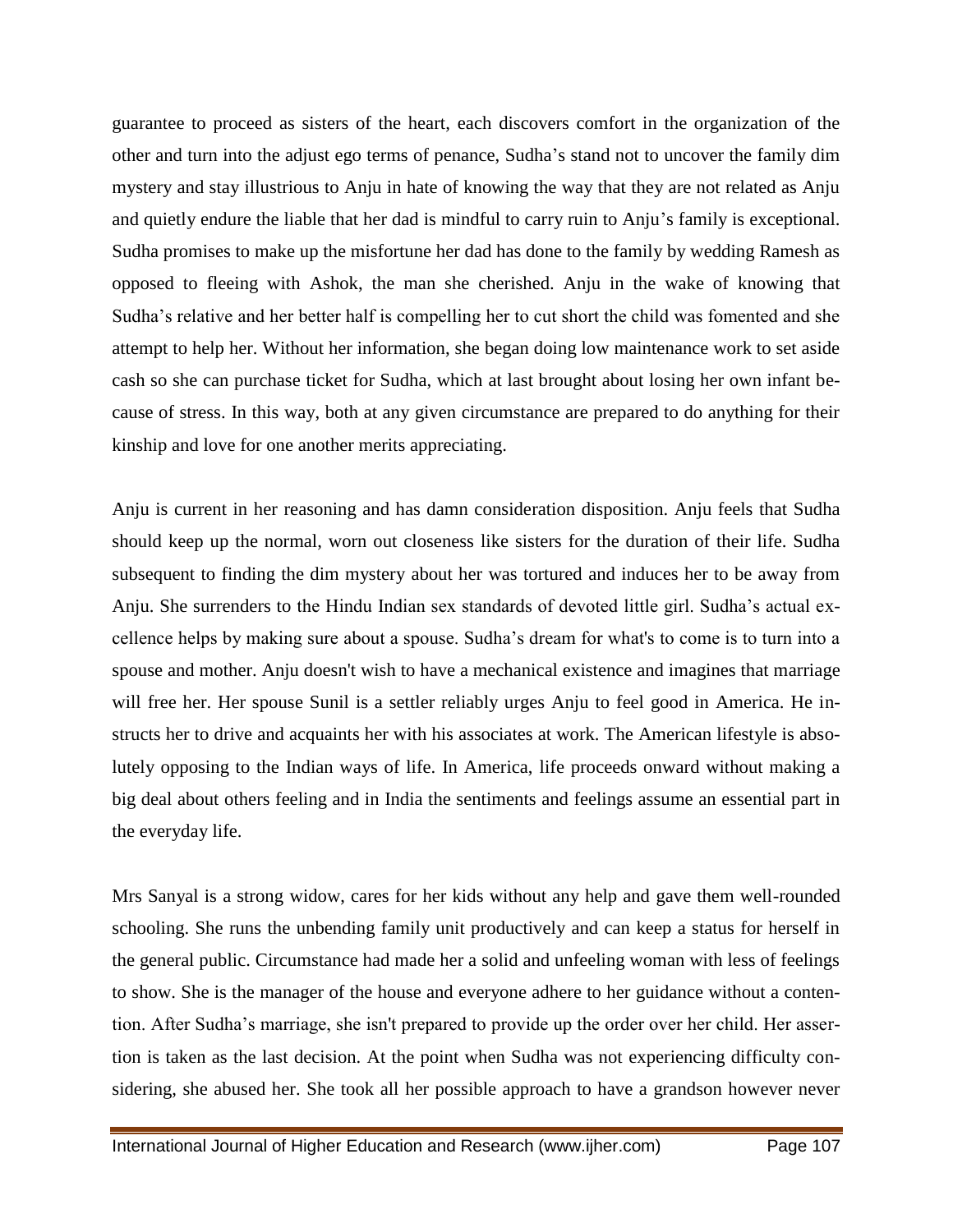guarantee to proceed as sisters of the heart, each discovers comfort in the organization of the other and turn into the adjust ego terms of penance, Sudha's stand not to uncover the family dim mystery and stay illustrious to Anju in hate of knowing the way that they are not related as Anju and quietly endure the liable that her dad is mindful to carry ruin to Anju's family is exceptional. Sudha promises to make up the misfortune her dad has done to the family by wedding Ramesh as opposed to fleeing with Ashok, the man she cherished. Anju in the wake of knowing that Sudha's relative and her better half is compelling her to cut short the child was fomented and she attempt to help her. Without her information, she began doing low maintenance work to set aside cash so she can purchase ticket for Sudha, which at last brought about losing her own infant because of stress. In this way, both at any given circumstance are prepared to do anything for their kinship and love for one another merits appreciating.

Anju is current in her reasoning and has damn consideration disposition. Anju feels that Sudha should keep up the normal, worn out closeness like sisters for the duration of their life. Sudha subsequent to finding the dim mystery about her was tortured and induces her to be away from Anju. She surrenders to the Hindu Indian sex standards of devoted little girl. Sudha's actual excellence helps by making sure about a spouse. Sudha's dream for what's to come is to turn into a spouse and mother. Anju doesn't wish to have a mechanical existence and imagines that marriage will free her. Her spouse Sunil is a settler reliably urges Anju to feel good in America. He instructs her to drive and acquaints her with his associates at work. The American lifestyle is absolutely opposing to the Indian ways of life. In America, life proceeds onward without making a big deal about others feeling and in India the sentiments and feelings assume an essential part in the everyday life.

Mrs Sanyal is a strong widow, cares for her kids without any help and gave them well-rounded schooling. She runs the unbending family unit productively and can keep a status for herself in the general public. Circumstance had made her a solid and unfeeling woman with less of feelings to show. She is the manager of the house and everyone adhere to her guidance without a contention. After Sudha's marriage, she isn't prepared to provide up the order over her child. Her assertion is taken as the last decision. At the point when Sudha was not experiencing difficulty considering, she abused her. She took all her possible approach to have a grandson however never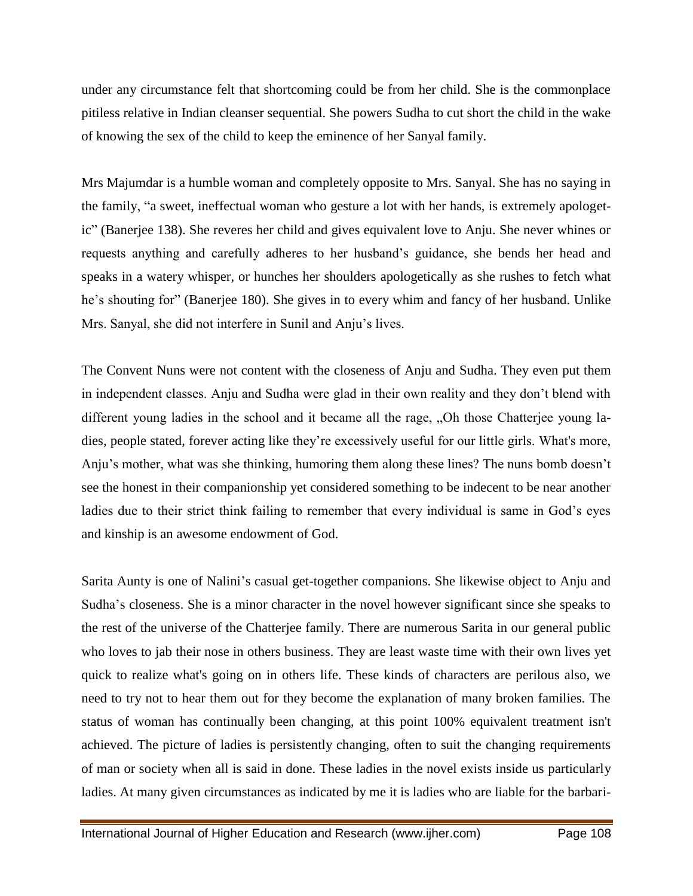under any circumstance felt that shortcoming could be from her child. She is the commonplace pitiless relative in Indian cleanser sequential. She powers Sudha to cut short the child in the wake of knowing the sex of the child to keep the eminence of her Sanyal family.

Mrs Majumdar is a humble woman and completely opposite to Mrs. Sanyal. She has no saying in the family, "a sweet, ineffectual woman who gesture a lot with her hands, is extremely apologetic" (Banerjee 138). She reveres her child and gives equivalent love to Anju. She never whines or requests anything and carefully adheres to her husband's guidance, she bends her head and speaks in a watery whisper, or hunches her shoulders apologetically as she rushes to fetch what he's shouting for" (Banerjee 180). She gives in to every whim and fancy of her husband. Unlike Mrs. Sanyal, she did not interfere in Sunil and Anju's lives.

The Convent Nuns were not content with the closeness of Anju and Sudha. They even put them in independent classes. Anju and Sudha were glad in their own reality and they don't blend with different young ladies in the school and it became all the rage, „Oh those Chatterjee young ladies, people stated, forever acting like they're excessively useful for our little girls. What's more, Anju's mother, what was she thinking, humoring them along these lines? The nuns bomb doesn't see the honest in their companionship yet considered something to be indecent to be near another ladies due to their strict think failing to remember that every individual is same in God's eyes and kinship is an awesome endowment of God.

Sarita Aunty is one of Nalini's casual get-together companions. She likewise object to Anju and Sudha's closeness. She is a minor character in the novel however significant since she speaks to the rest of the universe of the Chatterjee family. There are numerous Sarita in our general public who loves to jab their nose in others business. They are least waste time with their own lives yet quick to realize what's going on in others life. These kinds of characters are perilous also, we need to try not to hear them out for they become the explanation of many broken families. The status of woman has continually been changing, at this point 100% equivalent treatment isn't achieved. The picture of ladies is persistently changing, often to suit the changing requirements of man or society when all is said in done. These ladies in the novel exists inside us particularly ladies. At many given circumstances as indicated by me it is ladies who are liable for the barbari-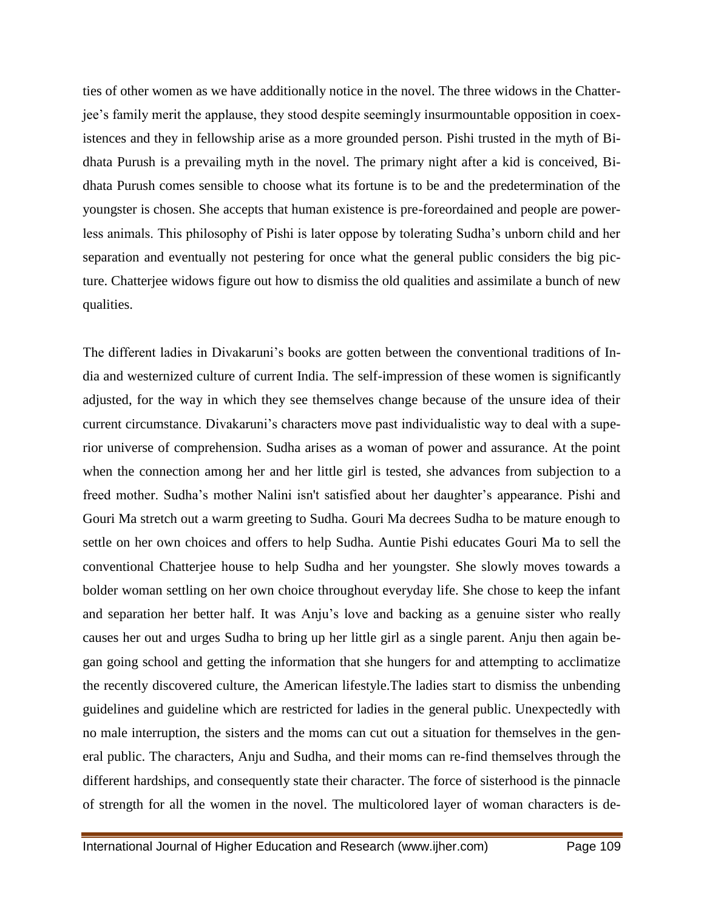ties of other women as we have additionally notice in the novel. The three widows in the Chatterjee's family merit the applause, they stood despite seemingly insurmountable opposition in coexistences and they in fellowship arise as a more grounded person. Pishi trusted in the myth of Bidhata Purush is a prevailing myth in the novel. The primary night after a kid is conceived, Bidhata Purush comes sensible to choose what its fortune is to be and the predetermination of the youngster is chosen. She accepts that human existence is pre-foreordained and people are powerless animals. This philosophy of Pishi is later oppose by tolerating Sudha's unborn child and her separation and eventually not pestering for once what the general public considers the big picture. Chatterjee widows figure out how to dismiss the old qualities and assimilate a bunch of new qualities.

The different ladies in Divakaruni's books are gotten between the conventional traditions of India and westernized culture of current India. The self-impression of these women is significantly adjusted, for the way in which they see themselves change because of the unsure idea of their current circumstance. Divakaruni's characters move past individualistic way to deal with a superior universe of comprehension. Sudha arises as a woman of power and assurance. At the point when the connection among her and her little girl is tested, she advances from subjection to a freed mother. Sudha's mother Nalini isn't satisfied about her daughter's appearance. Pishi and Gouri Ma stretch out a warm greeting to Sudha. Gouri Ma decrees Sudha to be mature enough to settle on her own choices and offers to help Sudha. Auntie Pishi educates Gouri Ma to sell the conventional Chatterjee house to help Sudha and her youngster. She slowly moves towards a bolder woman settling on her own choice throughout everyday life. She chose to keep the infant and separation her better half. It was Anju's love and backing as a genuine sister who really causes her out and urges Sudha to bring up her little girl as a single parent. Anju then again began going school and getting the information that she hungers for and attempting to acclimatize the recently discovered culture, the American lifestyle.The ladies start to dismiss the unbending guidelines and guideline which are restricted for ladies in the general public. Unexpectedly with no male interruption, the sisters and the moms can cut out a situation for themselves in the general public. The characters, Anju and Sudha, and their moms can re-find themselves through the different hardships, and consequently state their character. The force of sisterhood is the pinnacle of strength for all the women in the novel. The multicolored layer of woman characters is de-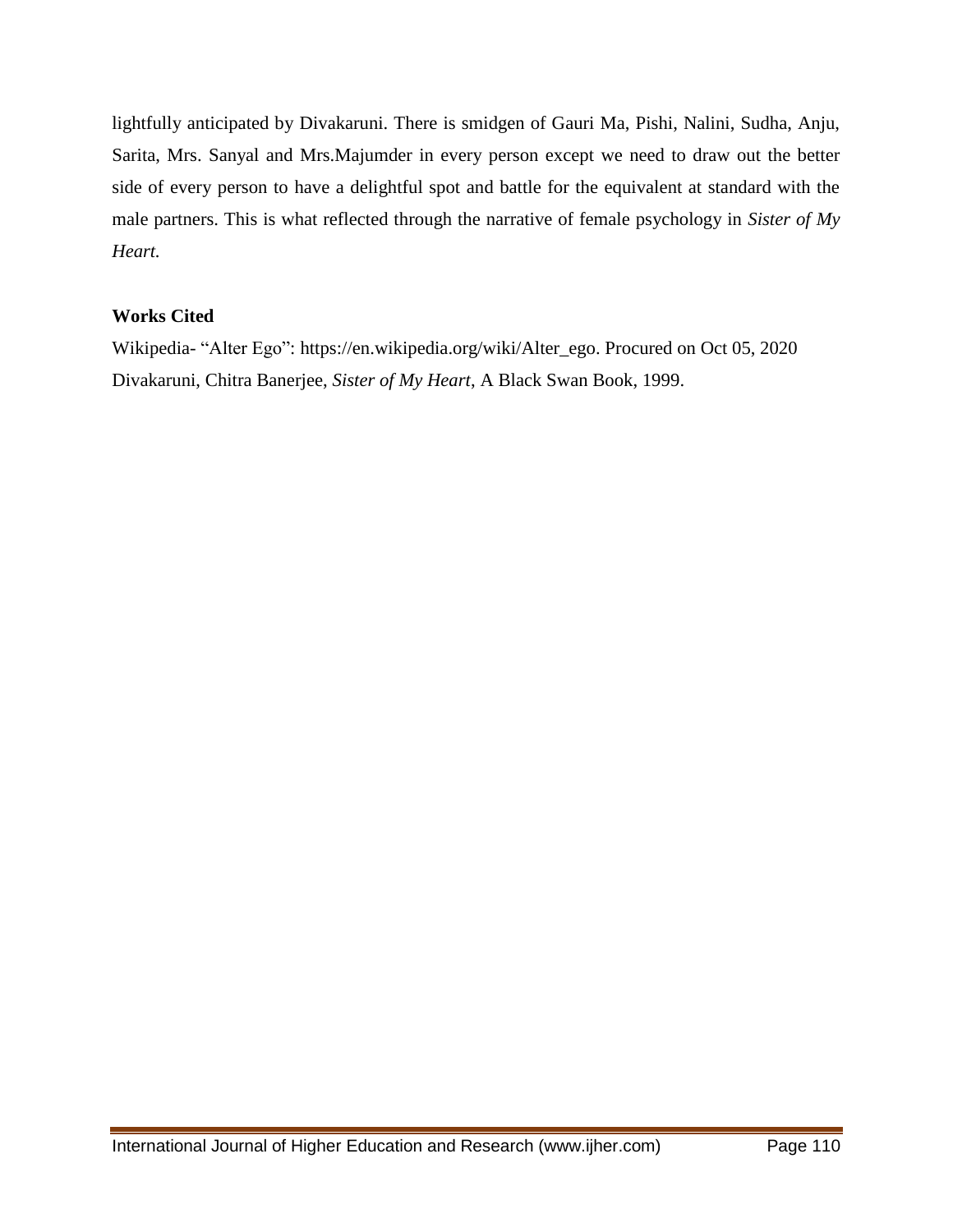lightfully anticipated by Divakaruni. There is smidgen of Gauri Ma, Pishi, Nalini, Sudha, Anju, Sarita, Mrs. Sanyal and Mrs.Majumder in every person except we need to draw out the better side of every person to have a delightful spot and battle for the equivalent at standard with the male partners. This is what reflected through the narrative of female psychology in *Sister of My Heart.*

**Works Cited**

Wikipedia- “Alter Ego”: https://en.wikipedia.org/wiki/Alter_ego. Procured on Oct 05, 2020

Divakaruni, Chitra Banerjee, *Sister of My Heart*, A Black Swan Book, 1999.